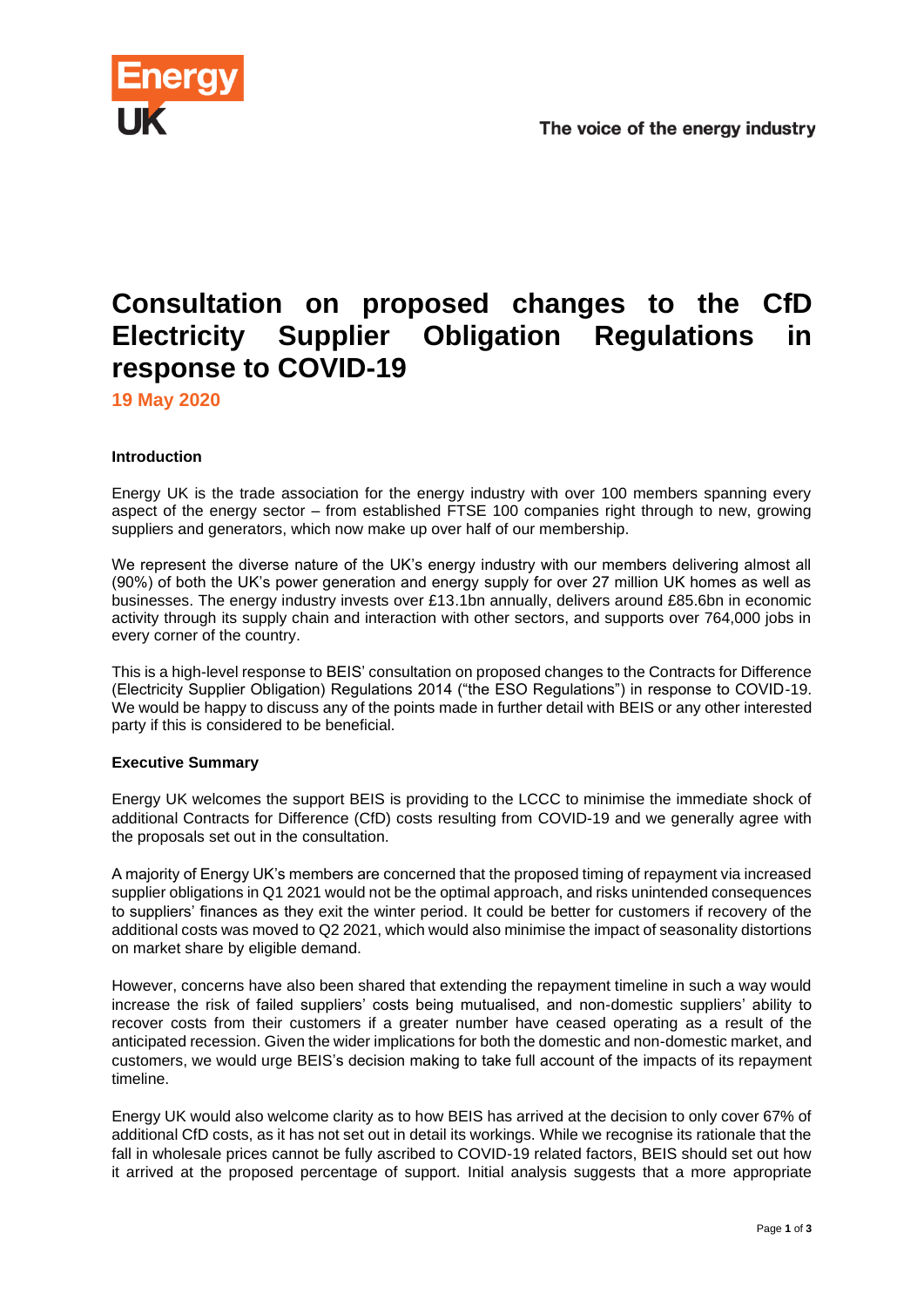# Consultation on proposed changes to the CfD Electricity Supplier Obligation Regulations in response to COVID-19

**19 May 2020**

**Introduction**

Energy UK is the trade association for the energy industry with over 100 members spanning every aspect of the energy sector – from established FTSE 100 companies right through to new, growing suppliers and generators, which now make up over half of our membership.

We represent the diverse nature of the UK's energy industry with our members delivering almost all (90%) of both the UK's power generation and energy supply for over 27 million UK homes as well as businesses. The energy industry invests over £13.1bn annually, delivers around £85.6bn in economic activity through its supply chain and interaction with other sectors, and supports over 764,000 jobs in every corner of the country.

This is a high-level response to BEIS' consultation on proposed changes to the Contracts for Difference (Electricity Supplier Obligation) Regulations 2014 ("the ESO Regulations") in response to COVID-19. We would be happy to discuss any of the points made in further detail with BEIS or any other interested party if this is considered to be beneficial.

**Executive Summary**

Energy UK welcomes the support BEIS is providing to the LCCC to minimise the immediate shock of additional Contracts for Difference (CfD) costs resulting from COVID-19 and we generally agree with the proposals set out in the consultation.

A majority of Energy UK's members are concerned that the proposed timing of repayment via increased supplier obligations in Q1 2021 would not be the optimal approach, and risks unintended consequences to suppliers' finances as they exit the winter period. It could be better for customers if recovery of the additional costs was moved to Q2 2021, which would also minimise the impact of seasonality distortions on market share by eligible demand.

However, concerns have also been shared that extending the repayment timeline in such a way would increase the risk of failed suppliers' costs being mutualised, and non-domestic suppliers' ability to recover costs from their customers if a greater number have ceased operating as a result of the anticipated recession. Given the wider implications for both the domestic and non-domestic market, and customers, we would urge BEIS's decision making to take full account of the impacts of its repayment timeline.

Energy UK would also welcome clarity as to how BEIS has arrived at the decision to only cover 67% of additional CfD costs, as it has not set out in detail its workings. While we recognise its rationale that the fall in wholesale prices cannot be fully ascribed to COVID-19 related factors, BEIS should set out how it arrived at the proposed percentage of support. Initial analysis suggests that a more appropriate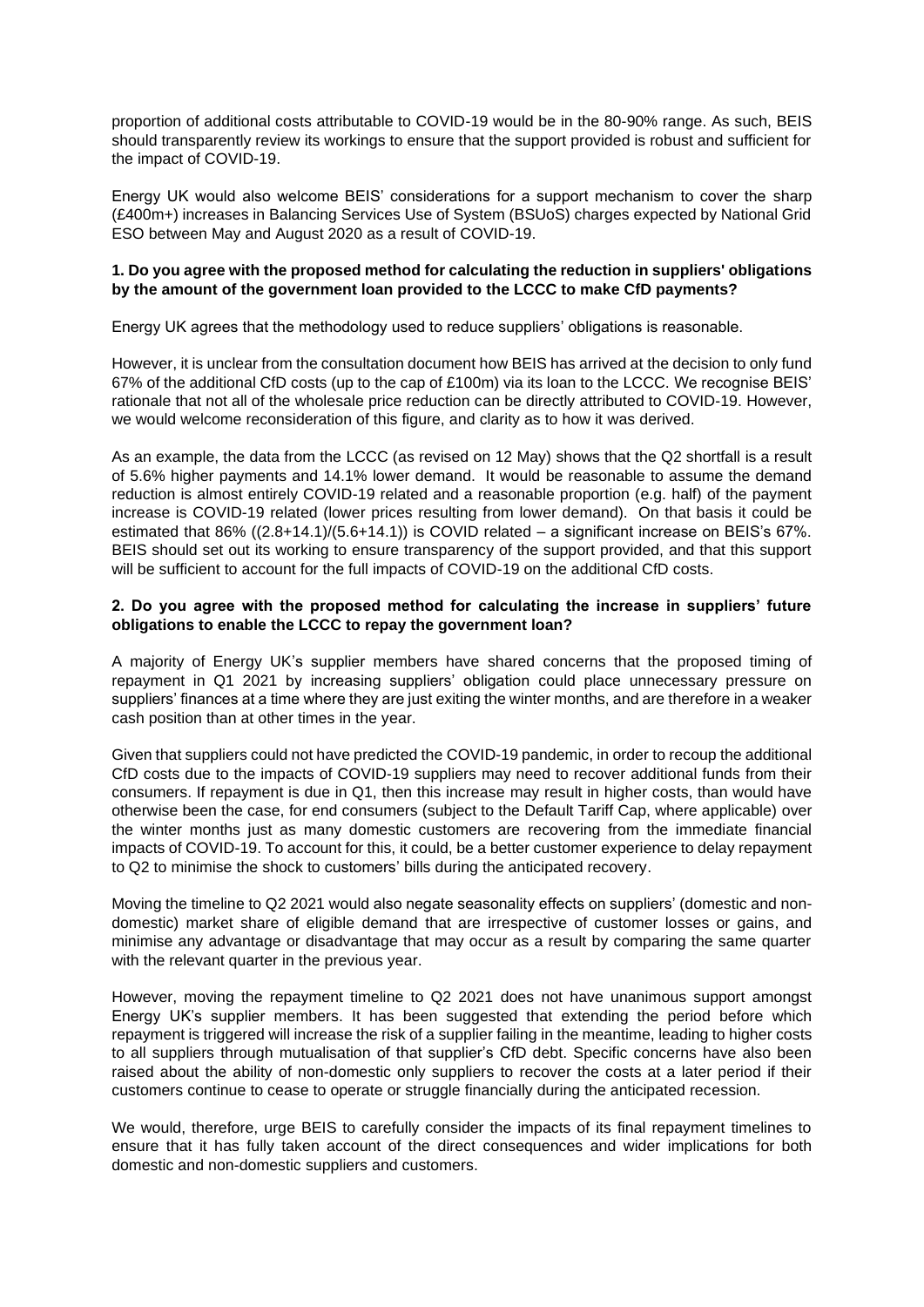proportion of additional costs attributable to COVID-19 would be in the 80-90% range. As such, BEIS should transparently review its workings to ensure that the support provided is robust and sufficient for the impact of COVID-19.

Energy UK would also welcome BEIS' considerations for a support mechanism to cover the sharp (£400m+) increases in Balancing Services Use of System (BSUoS) charges expected by National Grid ESO between May and August 2020 as a result of COVID-19.

**1. Do you agree with the proposed method for calculating the reduction in suppliers' obligations by the amount of the government loan provided to the LCCC to make CfD payments?**

Energy UK agrees that the methodology used to reduce suppliers' obligations is reasonable.

However, it is unclear from the consultation document how BEIS has arrived at the decision to only fund 67% of the additional CfD costs (up to the cap of £100m) via its loan to the LCCC. We recognise BEIS' rationale that not all of the wholesale price reduction can be directly attributed to COVID-19. However, we would welcome reconsideration of this figure, and clarity as to how it was derived.

As an example, the data from the LCCC (as revised on 12 May) shows that the Q2 shortfall is a result of 5.6% higher payments and 14.1% lower demand. It would be reasonable to assume the demand reduction is almost entirely COVID-19 related and a reasonable proportion (e.g. half) of the payment increase is COVID-19 related (lower prices resulting from lower demand). On that basis it could be estimated that 86% ((2.8+14.1)/(5.6+14.1)) is COVID related – a significant increase on BEIS's 67%. BEIS should set out its working to ensure transparency of the support provided, and that this support will be sufficient to account for the full impacts of COVID-19 on the additional CfD costs.

**2. Do you agree with the proposed method for calculating the increase in suppliers' future obligations to enable the LCCC to repay the government loan?**

A majority of Energy UK's supplier members have shared concerns that the proposed timing of repayment in Q1 2021 by increasing suppliers' obligation could place unnecessary pressure on suppliers' finances at a time where they are just exiting the winter months, and are therefore in a weaker cash position than at other times in the year.

Given that suppliers could not have predicted the COVID-19 pandemic, in order to recoup the additional CfD costs due to the impacts of COVID-19 suppliers may need to recover additional funds from their consumers. If repayment is due in Q1, then this increase may result in higher costs, than would have otherwise been the case, for end consumers (subject to the Default Tariff Cap, where applicable) over the winter months just as many domestic customers are recovering from the immediate financial impacts of COVID-19. To account for this, it could, be a better customer experience to delay repayment to Q2 to minimise the shock to customers' bills during the anticipated recovery.

Moving the timeline to Q2 2021 would also negate seasonality effects on suppliers' (domestic and non-domestic) market share of eligible demand that are irrespective of customer losses or gains, and minimise any advantage or disadvantage that may occur as a result by comparing the same quarter with the relevant quarter in the previous year.

However, moving the repayment timeline to Q2 2021 does not have unanimous support amongst Energy UK's supplier members. It has been suggested that extending the period before which repayment is triggered will increase the risk of a supplier failing in the meantime, leading to higher costs to all suppliers through mutualisation of that supplier's CfD debt. Specific concerns have also been raised about the ability of non-domestic only suppliers to recover the costs at a later period if their customers continue to cease to operate or struggle financially during the anticipated recession.

We would, therefore, urge BEIS to carefully consider the impacts of its final repayment timelines to ensure that it has fully taken account of the direct consequences and wider implications for both domestic and non-domestic suppliers and customers.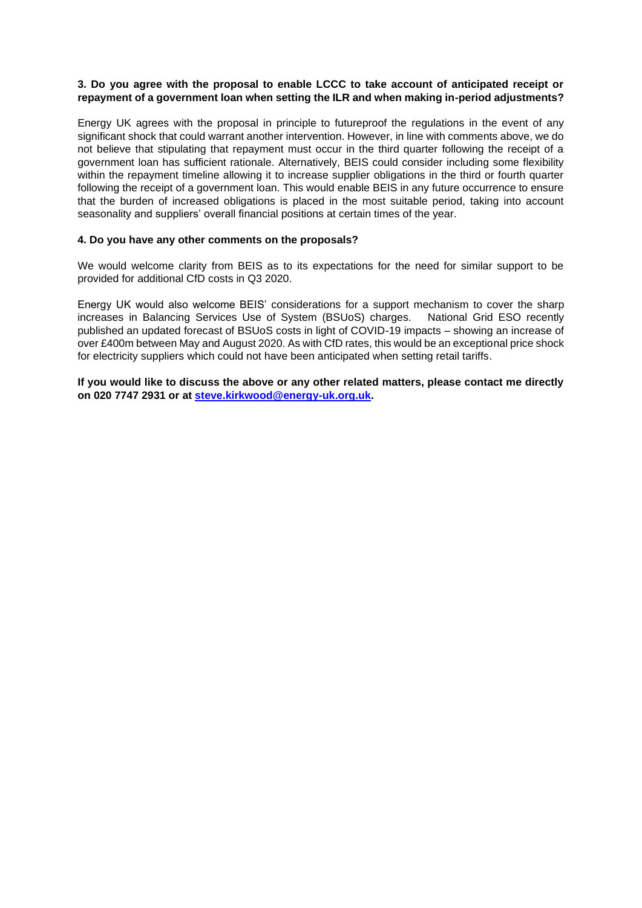**3. Do you agree with the proposal to enable LCCC to take account of anticipated receipt or repayment of a government loan when setting the ILR and when making in-period adjustments?**

Energy UK agrees with the proposal in principle to futureproof the regulations in the event of any significant shock that could warrant another intervention. However, in line with comments above, we do not believe that stipulating that repayment must occur in the third quarter following the receipt of a government loan has sufficient rationale. Alternatively, BEIS could consider including some flexibility within the repayment timeline allowing it to increase supplier obligations in the third or fourth quarter following the receipt of a government loan. This would enable BEIS in any future occurrence to ensure that the burden of increased obligations is placed in the most suitable period, taking into account seasonality and suppliers' overall financial positions at certain times of the year.

**4. Do you have any other comments on the proposals?**

We would welcome clarity from BEIS as to its expectations for the need for similar support to be provided for additional CfD costs in Q3 2020.

Energy UK would also welcome BEIS' considerations for a support mechanism to cover the sharp increases in Balancing Services Use of System (BSUoS) charges. National Grid ESO recently published an updated forecast of BSUoS costs in light of COVID-19 impacts – showing an increase of over £400m between May and August 2020. As with CfD rates, this would be an exceptional price shock for electricity suppliers which could not have been anticipated when setting retail tariffs.

**If you would like to discuss the above or any other related matters, please contact me directly on 020 7747 2931 or at steve.kirkwood@energy-uk.org.uk.**